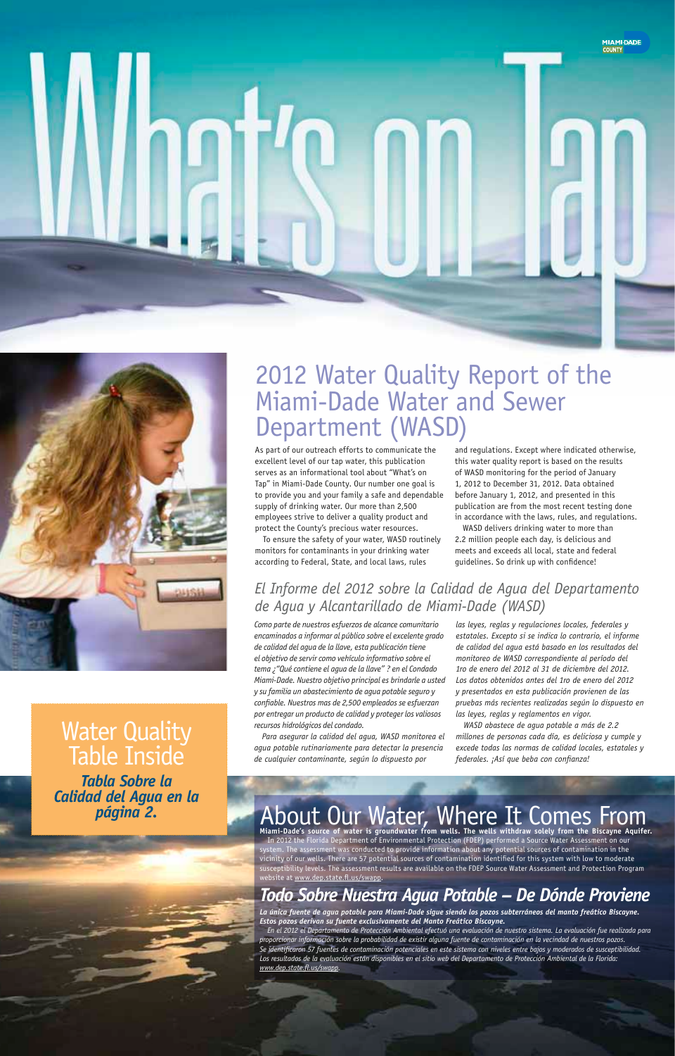# What's on Tap

MIAMI-DADE COUNTY

## 2012 Water Quality Report of the Miami-Dade Water and Sewer Department (WASD)

As part of our outreach efforts to communicate the excellent level of our tap water, this publication serves as an informational tool about "What's on Tap" in Miami-Dade County. Our number one goal is to provide you and your family a safe and dependable supply of drinking water. Our more than 2,500 employees strive to deliver a quality product and protect the County's precious water resources.

To ensure the safety of your water, WASD routinely monitors for contaminants in your drinking water according to Federal, State, and local laws, rules and regulations. Except where indicated otherwise, this water quality report is based on the results of WASD monitoring for the period of January 1, 2012 to December 31, 2012. Data obtained before January 1, 2012, and presented in this publication are from the most recent testing done in accordance with the laws, rules, and regulations.

WASD delivers drinking water to more than 2.2 million people each day, is delicious and meets and exceeds all local, state and federal guidelines. So drink up with confidence!

## *El Informe del 2012 sobre la Calidad de Agua del Departamento de Agua y Alcantarillado de Miami-Dade (WASD)*

*Como parte de nuestros esfuerzos de alcance comunitario encaminados a informar al público sobre el excelente grado de calidad del agua de la llave, esta publicación tiene el objetivo de servir como vehículo informativo sobre el tema ¿"Qué contiene el agua de la llave" ? en el Condado Miami-Dade. Nuestro objetivo principal es brindarle a usted y su familia un abastecimiento de agua potable seguro y confiable. Nuestros mas de 2,500 empleados se esfuerzan por entregar un producto de calidad y proteger los valiosos recursos hidrológicos del condado.*

*Para asegurar la calidad del agua, WASD monitorea el agua potable rutinariamente para detectar la presencia de cualquier contaminante, según lo dispuesto por las leyes, reglas y regulaciones locales, federales y estatales. Excepto si se indica lo contrario, el informe de calidad del agua está basado en los resultados del monitoreo de WASD correspondiente al período del 1ro de enero del 2012 al 31 de diciembre del 2012. Los datos obtenidos antes del 1ro de enero del 2012 y presentados en esta publicación provienen de las pruebas más recientes realizadas según lo dispuesto en las leyes, reglas y reglamentos en vigor.*

*WASD abastece de agua potable a más de 2.2 millones de personas cada día, es deliciosa y cumple y excede todas las normas de calidad locales, estatales y federales. ¡Así que beba con confianza!*

**Water Quality Table Inside**

***Tabla Sobre la Calidad del Agua en la página 2.***

## About Our Water, Where It Comes From

**Miami-Dade's source of water is groundwater from wells. The wells withdraw solely from the Biscayne Aquifer.**

In 2012 the Florida Department of Environmental Protection (FDEP) performed a Source Water Assessment on our system. The assessment was conducted to provide information about any potential sources of contamination in the vicinity of our wells. There are 57 potential sources of contamination identified for this system with low to moderate susceptibility levels. The assessment results are available on the FDEP Source Water Assessment and Protection Program website at www.dep.state.fl.us/swapp.

## *Todo Sobre Nuestra Agua Potable – De Dónde Proviene*

***La única fuente de agua potable para Miami-Dade sigue siendo los pozos subterráneos del manto freático Biscayne. Estos pozos derivan su fuente exclusivamente del Manto Freático Biscayne.***

*En el 2012 el Departamento de Protección Ambiental efectuó una evaluación de nuestro sistema. La evaluación fue realizada para proporcionar información sobre la probabilidad de existir alguna fuente de contaminación en la vecindad de nuestros pozos. Se identificaron 57 fuentes de contaminación potenciales en este sistema con niveles entre bajos y moderados de susceptibilidad. Los resultados de la evaluación están disponibles en el sitio web del Departamento de Protección Ambiental de la Florida: www.dep.state.fl.us/swapp.*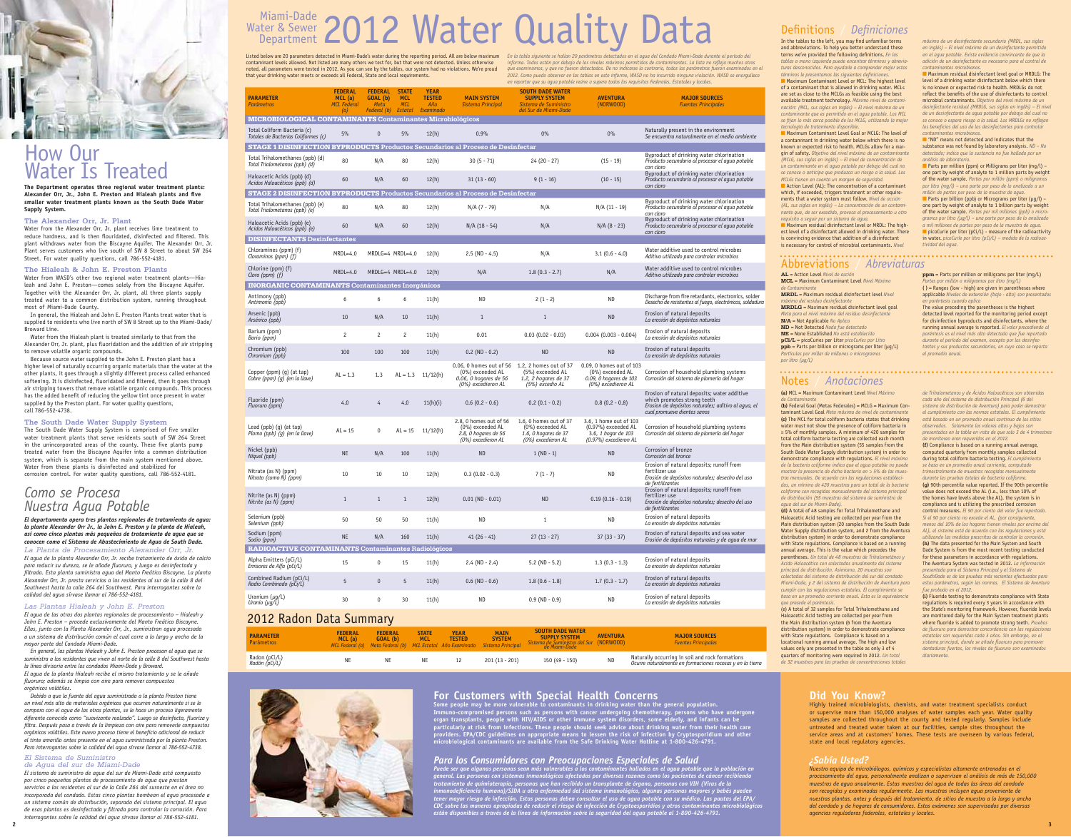# How Our Water Is Treated

**The Department operates three regional water treatment plants: Alexander Orr, Jr., John E. Preston and Hialeah plants and five smaller water treatment plants known as the South Dade Water Supply System.**

### The Alexander Orr, Jr. Plant

Water from the Alexander Orr, Jr. plant receives lime treatment to reduce hardness, and is then fluoridated, disinfected and filtered. This plant withdraws water from the Biscayne Aquifer. The Alexander Orr, Jr. Plant serves customers who live south of SW 8 Street to about SW 264 Street. For water quality questions, call 786-552-4181.

### The Hialeah & John E. Preston Plants

Water from WASD's other two regional water treatment plants—Hialeah and John E. Preston—comes solely from the Biscayne Aquifer. Together with the Alexander Orr, Jr. plant, all three plants supply treated water to a common distribution system, running throughout most of Miami-Dade County.

In general, the Hialeah and John E. Preston Plants treat water that is supplied to residents who live north of SW 8 Street up to the Miami-Dade/Broward Line.

Water from the Hialeah plant is treated similarly to that from the Alexander Orr, Jr. plant, plus fluoridation and the addition of air stripping to remove volatile organic compounds.

Because source water supplied to the John E. Preston plant has a higher level of naturally occurring organic materials than the water at the other plants, it goes through a slightly different process called enhanced softening. It is disinfected, fluoridated and filtered, then it goes through air stripping towers that remove volatile organic compounds. This process has the added benefit of reducing the yellow tint once present in water supplied by the Preston plant. For water quality questions, call 786-552-4738.

### The South Dade Water Supply System

The South Dade Water Supply System is comprised of five smaller water treatment plants that serve residents south of SW 264 Street in the unincorporated areas of the county. These five plants pump treated water from the Biscayne Aquifer into a common distribution system, which is separate from the main system mentioned above. Water from these plants is disinfected and stabilized for corrosion control. For water quality questions, call 786-552-4181.

# Como se Procesa Nuestra Agua Potable

***El departamento opera tres plantas regionales de tratamiento de agua: la planta Alexander Orr Jr., la John E. Preston y la planta de Hialeah, así como cinco plantas más pequeñas de tratamiento de agua que se conocen como el Sistema de Abastecimiento de Agua de South Dade.***

### La Planta de Procesamiento Alexander Orr, Jr.

*El agua de la planta Alexander Orr, Jr. recibe tratamiento de óxido de calcio para reducir su dureza, se le añade fluoruro, y luego es desinfectada y filtrada. Esta planta suministra agua del Manto Freático Biscayne. La planta Alexander Orr, Jr. presta servicios a los residentes al sur de la calle 8 del Southwest hasta la calle 264 del Southwest. Para interrogantes sobre la calidad del agua sírvase llamar al 786-552-4181.*

### Las Plantas Hialeah y John E. Preston

*El agua de las otras dos plantas regionales de procesamiento – Hialeah y John E. Preston – procede exclusivamente del Manto Freático Biscayne. Ellas, junto con la Planta Alexander Orr, Jr., suministran agua procesada a un sistema de distribución común el cual corre a lo largo y ancho de la mayor parte del Condado Miami-Dade.*

*En general, las plantas Hialeah y John E. Preston procesan el agua que se suministra a los residentes que viven al norte de la calle 8 del Southwest hasta la línea divisoria entre los condados Miami-Dade y Broward.*

*El agua de la planta Hialeah recibe el mismo tratamiento y se le añade fluoruro; además se limpia con aire para remover compuestos orgánicos volátiles.*

*Debido a que la fuente del agua suministrada a la planta Preston tiene un nivel más alto de materiales orgánicos que ocurren naturalmente si se le compara con el agua de las otras plantas, se le hace un proceso ligeramente diferente conocido como "suavizante realizado". Luego se desinfecta, fluoriza y filtra. Después pasa a través de las torres de limpieza con aire para remover compuestos orgánicos volátiles. Este nuevo proceso tiene el beneficio adicional de reducir el tinte amarillo antes presente en el agua suministrada por la planta Preston. Para interrogantes sobre la calidad del agua sírvase llamar al 786-552-4738.*

### El Sistema de Suministro de Agua del sur de Miami-Dade

*El sistema de suministro de agua del sur de Miami-Dade está compuesto por cinco pequeñas plantas de procesamiento de agua que prestan servicios a los residentes al sur de la Calle 264 del suroeste en el área no incorporada del condado. Estas cinco plantas bombean el agua procesada a un sistema común de distribución, separado del sistema principal. El agua de esas plantas es desinfectada y filtrada para controlar la corrosión. Para interrogantes sobre la calidad del agua sírvase llamar al 786-552-4181.*

# Miami-Dade Water & Sewer Department 2012 Water Quality Data

Listed below are 20 parameters detected in Miami-Dade's water during the reporting period. All are below maximum contaminant levels allowed. Not listed are many others we test for, but that were not detected. Unless otherwise noted, all parameters were tested in 2012. As you can see by the tables, our system had no violations. We're proud that your drinking water meets or exceeds all Federal, State and local requirements.

*En la tabla siguiente se hallan 20 parámetros detectados en el agua del Condado Miami-Dade durante el período del informe. Todos están por debajo de los niveles máximos permitidos de contaminantes. La lista no refleja muchos otros que examinamos, y que no fueron detectados. De no indicarse lo contrario, todos los parámetros fueron examinados en el 2012. Como puede observar en las tablas en este informe, WASD no ha incurrido ninguna violación. WASD se enorgullece en reportar que su agua potable reúne o supera todos los requisitos Federales, Estatales y locales.*

| PARAMETER *Parámetros* | FEDERAL MCL (a) *MCL Federal (a)* | FEDERAL GOAL (b) *Meta Federal (b)* | STATE MCL *MCL Estatal* | YEAR TESTED *Año Examinado* | MAIN SYSTEM *Sistema Principal* | SOUTH DADE WATER SUPPLY SYSTEM *Sistema de Suministro del Sur de Miami-Dade* | AVENTURA (NORWOOD) | MAJOR SOURCES *Fuentes Principales* |
|---|---|---|---|---|---|---|---|---|
| **MICROBIOLOGICAL CONTAMINANTS Contaminantes Microbiológicos** | | | | | | | | |
| Total Coliform Bacteria (c) *Totales de Bacterias Coliformes (c)* | 5% | 0 | 5% | 12(h) | 0.9% | 0% | 0% | Naturally present in the environment *Se encuentra naturalmente en el medio ambiente* |
| **STAGE 1 DISINFECTION BYPRODUCTS Productos Secundarios al Proceso de Desinfectar** | | | | | | | | |
| Total Trihalomethanes (ppb) (d) *Total Trialometanos (ppb) (d)* | 80 | N/A | 80 | 12(h) | 30 (5 - 71) | 24 (20 - 27) | (15 - 19) | Byproduct of drinking water chlorination *Producto secundario al procesar el agua potable con cloro* |
| Haloacetic Acids (ppb) (d) *Acidos Haloacéticos (ppb) (d)* | 60 | N/A | 60 | 12(h) | 31 (13 - 60) | 9 (1 - 16) | (10 - 15) | Byproduct of drinking water chlorination *Producto secundario al procesar el agua potable con cloro* |
| **STAGE 2 DISINFECTION BYPRODUCTS Productos Secundarios al Proceso de Desinfectar** | | | | | | | | |
| Total Trihalomethanes (ppb) (e) *Total Trialometanos (ppb) (e)* | 80 | N/A | 80 | 12(h) | N/A (7 - 79) | N/A | N/A (11 - 19) | Byproduct of drinking water chlorination *Producto secundario al procesar el agua potable con cloro* |
| Haloacetic Acids (ppb) (e) *Acidos Haloacéticos (ppb) (e)* | 60 | N/A | 60 | 12(h) | N/A (18 - 54) | N/A | N/A (8 - 23) | Byproduct of drinking water chlorination *Producto secundario al procesar el agua potable con cloro* |
| **DISINFECTANTS Desinfectantes** | | | | | | | | |
| Chloramines (ppm) (f) *Cloraminas (ppm) (f)* | MRDL=4.0 | MRDLG=4 | MRDL=4.0 | 12(h) | 2.5 (ND - 4.5) | N/A | 3.1 (0.6 - 4.0) | Water additive used to control microbes *Aditivo utilizado para controlar microbios* |
| Chlorine (ppm) (f) *Cloro (ppm) (f)* | MRDL=4.0 | MRDLG=4 | MRDL=4.0 | 12(h) | N/A | 1.8 (0.3 - 2.7) | N/A | Water additive used to control microbes *Aditivo utilizado para controlar microbios* |
| **INORGANIC CONTAMINANTS Contaminantes Inorgánicos** | | | | | | | | |
| Antimony (ppb) *Antimonio (ppb)* | 6 | 6 | 6 | 11(h) | ND | 2 (1 - 2) | ND | Discharge from fire retardants, electronics, solder *Desecho de resistentes al fuego, electrónicos, soldadura* |
| Arsenic (ppb) *Arsénico (ppb)* | 10 | N/A | 10 | 11(h) | 1 | 1 | ND | Erosion of natural deposits *La erosión de depósitos naturales* |
| Barium (ppm) *Bario (ppm)* | 2 | 2 | 2 | 11(h) | 0.01 | 0.03 (0.02 - 0.03) | 0.004 (0.003 - 0.004) | Erosion of natural deposits *La erosión de depósitos naturales* |
| Chromium (ppb) *Chromium (ppb)* | 100 | 100 | 100 | 11(h) | 0.2 (ND - 0.2) | ND | ND | Erosion of natural deposits *La erosión de depósitos naturales* |
| Copper (ppm) (g) (at tap) *Cobre (ppm) (g) (en la llave)* | AL = 1.3 | 1.3 | AL = 1.3 | 11/12(h) | 0.06, 0 homes out of 56 (0%) exceeded AL *0.06, 0 hogares de 56 (0%) excedieron AL* | 1.2, 2 homes out of 37 (5%) exceeded AL *1.2, 2 hogares de 37 (5%) excedio AL* | 0.09, 0 homes out of 103 (0%) exceeded AL *0.09, 0 hogares de 103 (0%) excedieron AL* | Corrosion of household plumbing systems *Corrosión del sistema de plomería del hogar* |
| Fluoride (ppm) *Fluoruro (ppm)* | 4.0 | 4 | 4.0 | 11(h)(i) | 0.6 (0.2 - 0.6) | 0.2 (0.1 - 0.2) | 0.8 (0.2 - 0.8) | Erosion of natural deposits; water additive which promotes strong teeth *Erosión de depósitos naturales; aditivo al agua, el cual promueve dientes sanos* |
| Lead (ppb) (g) (at tap) *Plomo (ppb) (g) (en la llave)* | AL = 15 | 0 | AL = 15 | 11/12(h) | 2.8, 0 homes out of 56 (0%) exceeded AL *2.8, 0 hogares de 56 (0%) excedieron AL* | 1.6, 0 homes out of 37 (0%) exceeded AL *1.6, 0 hogares de 37 (0%) excedieron AL* | 3.6, 1 home out of 103 (0.97%) exceeded AL *3.6, 1 hogar de 103 (0.97%) excedieron AL* | Corrosion of household plumbing systems *Corrosión del sistema de plomería del hogar* |
| Nickel (ppb) *Níquel (ppb)* | NE | N/A | 100 | 11(h) | ND | 1 (ND - 1) | ND | Corrosion of bronze *Corrosión del bronce* |
| Nitrate (as N) (ppm) *Nitrato (como N) (ppm)* | 10 | 10 | 10 | 12(h) | 0.3 (0.02 - 0.3) | 7 (1 - 7) | ND | Erosion of natural deposits; runoff from fertilizer use *Erosión de depósitos naturales; desecho del uso de fertilizantes* |
| Nitrite (as N) (ppm) *Nitrito (como N) (ppm)* | 1 | 1 | 1 | 12(h) | 0.01 (ND - 0.01) | ND | 0.19 (0.16 - 0.19) | Erosion of natural deposits; runoff from fertilizer use *Erosión de depósitos naturales; desecho del uso de fertilizantes* |
| Selenium (ppb) *Selenium (ppb)* | 50 | 50 | 50 | 11(h) | ND | 1 | ND | Erosion of natural deposits *La erosión de depósitos naturales* |
| Sodium (ppm) *Sodio (ppm)* | NE | N/A | 160 | 11(h) | 41 (26 - 41) | 27 (13 - 27) | 37 (33 - 37) | Erosion of natural deposits and sea water *Erosión de depósitos naturales y de agua de mar* |
| **RADIOACTIVE CONTAMINANTS Contaminantes Radiológicos** | | | | | | | | |
| Alpha Emitters (pCi/L) *Emisores de Alfa (pCi/L)* | 15 | 0 | 15 | 11(h) | 2.4 (ND - 2.4) | 5.2 (ND - 5.2) | 1.3 (0.3 - 1.3) | Erosion of natural deposits *La erosión de depósitos naturales* |
| Combined Radium (pCi/L) *Radio Combinado (pCi/L)* | 5 | 0 | 5 | 11(h) | 0.6 (ND - 0.6) | 1.8 (0.6 - 1.8) | 1.7 (0.3 - 1.7) | Erosion of natural deposits *La erosión de depósitos naturales* |
| Uranium (μg/L) *Uranio (μg/L)* | 30 | 0 | 30 | 11(h) | ND | 0.9 (ND - 0.9) | ND | Erosion of natural deposits *La erosión de depósitos naturales* |

## 2012 Radon Data Summary

| PARAMETER *Parámetros* | FEDERAL MCL (a) *MCL Federal (a)* | FEDERAL GOAL (b) *Meta Federal (b)* | STATE MCL *MCL Estatal* | YEAR TESTED *Año Examinado* | MAIN SYSTEM *Sistema Principal* | SOUTH DADE WATER SUPPLY SYSTEM *Sistema de Suministro del Sur de Miami-Dade* | AVENTURA (NORWOOD) | MAJOR SOURCES *Fuentes Principales* |
|---|---|---|---|---|---|---|---|---|
| Radon (pCi/L) *Radón (pCi/L)* | NE | NE | NE | 12 | 201 (13 - 201) | 150 (49 - 150) | ND | Naturally occurring in soil and rock formations *Ocurre naturalmente en formaciones rocosas y en la tierra* |

## For Customers with Special Health Concerns

**Some people may be more vulnerable to contaminants in drinking water than the general population. Immuno-compromised persons such as persons with cancer undergoing chemotherapy, persons who have undergone organ transplants, people with HIV/AIDS or other immune system disorders, some elderly, and infants can be particularly at risk from infections. These people should seek advice about drinking water from their health care providers. EPA/CDC guidelines on appropriate means to lessen the risk of infection by Cryptosporidium and other microbiological contaminants are available from the Safe Drinking Water Hotline at 1-800-426-4791.**

## Para los Consumidores con Preocupaciones Especiales de Salud

***Puede ser que algunas personas sean más vulnerables a los contaminantes hallados en el agua potable que la población en general. Las personas con sistemas inmunológicos afectados por diversas razones como los pacientes de cáncer recibiendo tratamiento de quimioterapia, personas que han recibido un transplante de órgano, personas con VIH (Virus de la inmunodeficiencia humana)/SIDA u otra enfermedad del sistema inmunológico, algunas personas mayores y bebés pueden tener mayor riesgo de infección. Estas personas deben consultar el uso de agua potable con su médico. Las pautas del EPA/CDC sobre las maneras apropiadas de reducir el riesgo de infección de Cryptosporidios y otros contaminantes microbiológicos están disponibles a través de la línea de información sobre la seguridad del agua potable al 1-800-426-4791.***

## Definitions / *Definiciones*

In the tables to the left, you may find unfamiliar terms and abbreviations. To help you better understand these terms we've provided the following definitions. *En las tablas a mano izquierda puede encontrar terminos y abreviaturas desconocidas. Para ayudarle a comprender mejor estos términos le presentamos las siguientes definiciones.*

- **Maximum Contaminant Level or MCL:** The highest level of a contaminant that is allowed in drinking water. MCLs are set as close to the MCLGs as feasible using the best available treatment technology. *Máximo nivel de contaminación: (MCL, sus siglas en inglés) – El nivel máximo de un contaminante que es permitido en el agua potable. Los MCL se fijan lo más cerca posible de los MCLG, utilizando la mejor tecnología de tratamiento disponible.*
- **Maximum Contaminant Level Goal or MCLG:** The level of a contaminant in drinking water below which there is no known or expected risk to health. MCLGs allow for a margin of safety. *Objetivo del nivel máximo de un contaminante (MCLG, sus siglas en inglés) – El nivel de concentración de un contaminante en el agua potable por debajo del cual no se conoce o anticipa que produzca un riesgo a la salud. Los MCLGs tienen en cuenta un margen de seguridad.*
- **Action Level (AL):** The concentration of a contaminant which, if exceeded, triggers treatment or other requirements that a water system must follow. *Nivel de acción (AL, sus siglas en inglés) – La concentración de un contaminante que, de ser excedido, provoca el procesamiento u otro requisito a seguir por un sistema de agua.*
- **Maximum residual disinfectant level or MRDL:** The highest level of a disinfectant allowed in drinking water. There is convincing evidence that addition of a disinfectant is necessary for control of microbial contaminants. *Nivel máximo de un desinfectante secundario (MRDL, sus siglas en inglés) – El nivel máximo de un desinfectante permitido en el agua potable. Existe evidencia convincente de que la adición de un desinfectante es necesario para el control de contaminantes microbianos.*
- **Maximum residual disinfectant level goal or MRDLG:** The level of a drinking water disinfectant below which there is no known or expected risk to health. MRDLGs do not reflect the benefits of the use of disinfectants to control microbial contaminants. *Objetivo del nivel máximo de un desinfectante residual (MRDLG, sus siglas en inglés) – El nivel de un desinfectante de agua potable por debajo del cual no se conoce o espera riesgo a la salud. Los MRDLGs no reflejan los beneficios del uso de los desinfectantes para controlar contaminantes microbianos.*
- **"ND"** means not detected and indicates that the substance was not found by laboratory analysis. *ND – No detectado; indica que la sustancia no fue hallada por un análisis de laboratorio.*
- **Parts per million (ppm) or Milligrams per liter (mg/l)** – one part by weight of analyte to 1 million parts by weight of the water sample. *Partes por millón (ppm) o miligramos por litro (mg/l) – una parte por peso de lo analizado a un millón de partes por peso de la muestra de agua.*
- **Parts per billion (ppb) or Micrograms per liter (μg/l)** – one part by weight of analyte to 1 billion parts by weight of the water sample. *Partes por mil millones (ppb) o microgramos por litro (μg/l) – una parte por peso de lo analizado a mil millones de partes por peso de la muestra de agua.*
- **picoCurie per liter (pCi/L)** – measure of the radioactivity in water. *picoCurie por litro (pCi/L) – medida de la radioactividad del agua.*

## Abbreviations / *Abreviaturas*

- **AL** = Action Level *Nivel de acción*
- **MCL** = Maximum Contaminant Level *Nivel Máximo de Contaminante*
- **MRDL** = Maximum residual disinfectant level *Nivel máximo del residuo desinfectante*
- **MRDLG** = Maximum residual disinfectant level goal *Meta para el nivel máximo del residuo desinfectante*
- **N/A** = Not Applicable *No Aplica*
- **ND** = Not Detected *Nada fue detectado*
- **NE** = None Established *No está establecido*
- **pCi/L** = picoCuries per Liter *picoCuries por Litro*
- **ppb** = Parts per billion or micrograms per liter (μg/L) *Partículas por millar de millones o micrógramos por litro (μg/L)*
- **ppm** = Parts per million or milligrams per liter (mg/L) *Partes por millón o miligramos por litro (mg/L)*
- **( )** = Ranges (low - high) are given in parentheses where applicable *Niveles de extensión (bajo - alto) son presentados en paréntesis cuando aplica*

The value preceding the parentheses is the highest detected level reported for the monitoring period except for disinfection byproducts and disinfectants, where the running annual average is reported. *El valor precediendo al paréntesis es el nivel más alto detectado que fue reportado durante el período del examen, excepto por los desinfectantes y sus productos secundarios, en cuyo caso se reporta el promedio anual.*

## Notes / *Anotaciones*

**(a)** MCL = Maximum Contaminant Level *Nivel Máximo de Contaminante*

**(b)** Federal Goal (Metas Federales) = MCLG = Maximum Contaminant Level Goal *Meta máxima de nivel de contaminante*

**(c)** The MCL for total coliform bacteria states that drinking water must not show the presence of coliform bacteria in ≥ 5% of monthly samples. A minimum of 420 samples for total coliform bacteria testing are collected each month from the Main distribution system (55 samples from the South Dade Water Supply distribution system) in order to demonstrate compliance with regulations. *El nivel máximo de la bacteria coliforme indica que el agua potable no puede mostrar la presencia de dicha bacteria en ≥ 5% de las muestras mensuales. De acuerdo con las regulaciones establecidas, un mínimo de 420 muestras para un total de la bacteria coliforme son recogidas mensualmente del sistema principal de distribución (55 muestras del sistema de suministro de agua del sur de Miami-Dade).*

**(d)** A total of 48 samples for Total Trihalomethane and Haloacetic Acid testing are collected per year from the Main distribution system (20 samples from the South Dade Water Supply distribution system, and 2 from the Aventura distribution system) to demonstrate compliance with State regulations. Compliance is based on a running annual average. This is the value which precedes the parentheses. *Un total de 48 muestras de Trihalometános y Acido Haloacético son colectadas anualmente del sistema principal de distribución. Asimismo, 20 muestras son colectadas del sistema de distribución del sur del condado Miami-Dade, y 2 del sistema de distribución de Aventura para cumplir con las regulaciones estatales. El cumplimiento se basa en un promedio anual. Esto es la equivalencia que precede el paréntesis.*

**(e)** A total of 32 samples for Total Trihalomethane and Haloacetic Acid testing are collected per year from the Main distribution system (6 from the Aventura distribution system) in order to demonstrate compliance with State regulations. Compliance is based on a locational running annual average. The high and low values only are presented in the table as only 3 of 4 quarters of monitoring were required in 2012. *Un total de 32 muestras para las pruebas de concentraciones totales de Trihalometanos y de Ácidos Haloacéticos son obtenidas cada año del sistema de distribución Principal (6 del sistema de distribución de Aventura) para poder demostrar el cumplimiento con las normas estatales. El cumplimiento está basado en un promedio anual continuo de los sitios observados. Solamente los valores altos y bajos son presentados en la tabla en vista de que solo 3 de 4 trimestres de monitoreo eran requeridos en el 2012.*

**(f)** Compliance is based on a running annual average, computed quarterly from monthly samples collected during total coliform bacteria testing. *El cumplimiento se basa en un promedio anual corriente, computado trimestralmente de muestras recogidas mensualmente durante las pruebas totales de bacteria coliforme.*

**(g)** 90th percentile value reported. If the 90th percentile value does not exceed the AL (i.e., less than 10% of the homes have levels above the AL), the system is in compliance and is utilizing the prescribed corrosion control measures. *El 90 por ciento del valor fue reportado. Si el 90 por ciento no excede el AL, (por consiguiente, menos del 10% de los hogares tienen niveles por encima del AL), el sistema está de acuerdo con las regulaciones y está utilizando las medidas prescritas de controlar la corrosión.*

**(h)** The data presented for the Main System and South Dade System is from the most recent testing conducted for these parameters in accordance with regulations. The Aventura System was tested in 2012. *La información presentada para el Sistema Principal y el Sistema de SouthDade es de las pruebas más recientes efectuadas para estos parámetros, según las normas. El Sistema de Aventura fue probado en el 2012.*

**(i)** Fluoride testing to demonstrate compliance with State regulations is required every 3 years in accordance with the State's monitoring framework. However, fluoride levels are monitored daily for the Main System treatment plants where fluoride is added to promote strong teeth. *Pruebas de fluoruro para demostrar concordancia con las regulaciones estatales son requeridas cada 3 años. Sin embargo, en el sistema principal, donde se añade fluoruro para promover dentaduras fuertes, los niveles de fluoruro son examinados diariamente.*

## Did You Know?

Highly trained microbiologists, chemists, and water treatment specialists conduct or supervise more than 150,000 analyses of water samples each year. Water quality samples are collected throughout the county and tested regularly. Samples include untreated and treated water taken at our facilities, sample sites throughout the service areas and at customers' homes. These tests are overseen by various federal, state and local regulatory agencies.

## ¿Sabía Usted?

*Nuestro equipo de microbiólogos, químicos y especialistas altamente entrenados en el procesamiento del agua, personalmente analizan o supervisan el análisis de más de 150,000 muestras de agua anualmente. Estas muestras del agua de todas las áreas del condado son recogidas y examinadas regularmente. Las muestras incluyen agua proveniente de nuestras plantas, antes y después del tratamiento, de sitios de muestra a lo largo y ancho del condado y de hogares de consumidores. Estos exámenes son supervisados por diversas agencias reguladoras federales, estatales y locales.*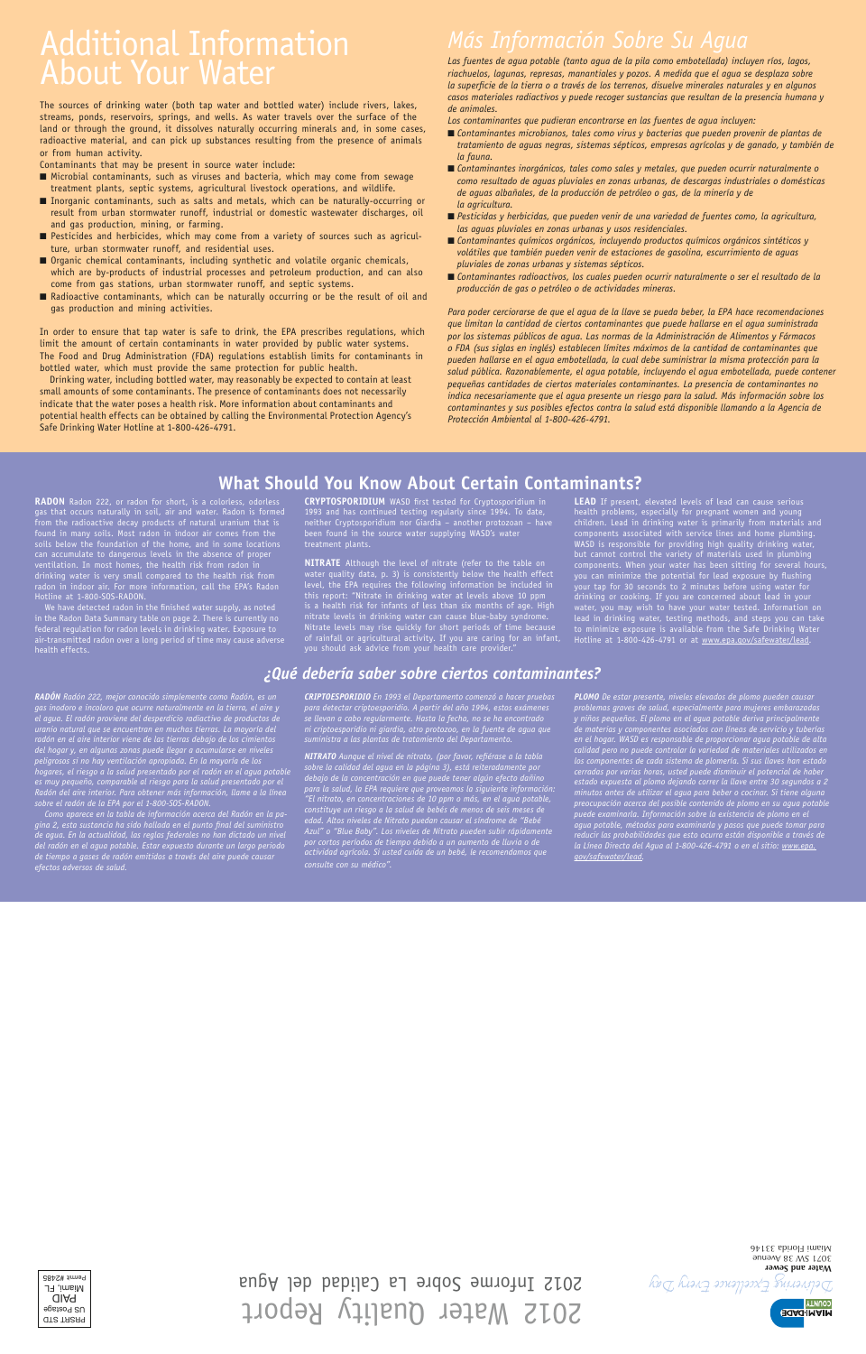# Additional Information About Your Water

The sources of drinking water (both tap water and bottled water) include rivers, lakes, streams, ponds, reservoirs, springs, and wells. As water travels over the surface of the land or through the ground, it dissolves naturally occurring minerals and, in some cases, radioactive material, and can pick up substances resulting from the presence of animals or from human activity.

Contaminants that may be present in source water include:

- Microbial contaminants, such as viruses and bacteria, which may come from sewage treatment plants, septic systems, agricultural livestock operations, and wildlife.
- Inorganic contaminants, such as salts and metals, which can be naturally-occurring or result from urban stormwater runoff, industrial or domestic wastewater discharges, oil and gas production, mining, or farming.
- Pesticides and herbicides, which may come from a variety of sources such as agriculture, urban stormwater runoff, and residential uses.
- Organic chemical contaminants, including synthetic and volatile organic chemicals, which are by-products of industrial processes and petroleum production, and can also come from gas stations, urban stormwater runoff, and septic systems.
- Radioactive contaminants, which can be naturally occurring or be the result of oil and gas production and mining activities.

In order to ensure that tap water is safe to drink, the EPA prescribes regulations, which limit the amount of certain contaminants in water provided by public water systems. The Food and Drug Administration (FDA) regulations establish limits for contaminants in bottled water, which must provide the same protection for public health.

Drinking water, including bottled water, may reasonably be expected to contain at least small amounts of some contaminants. The presence of contaminants does not necessarily indicate that the water poses a health risk. More information about contaminants and potential health effects can be obtained by calling the Environmental Protection Agency's Safe Drinking Water Hotline at 1-800-426-4791.

# *Más Información Sobre Su Agua*

*Las fuentes de agua potable (tanto agua de la pila como embotellada) incluyen ríos, lagos, riachuelos, lagunas, represas, manantiales y pozos. A medida que el agua se desplaza sobre la superficie de la tierra o a través de los terrenos, disuelve minerales naturales y en algunos casos materiales radiactivos y puede recoger sustancias que resulten de la presencia humana y de animales.*

*Los contaminantes que pudieran encontrarse en las fuentes de agua incluyen:*

- *Contaminantes microbianos, tales como virus y bacterias que pueden provenir de plantas de tratamiento de aguas negras, sistemas sépticos, empresas agrícolas y de ganado, y también de la fauna.*
- *Contaminantes inorgánicos, tales como sales y metales, que pueden ocurrir naturalmente o como resultado de aguas pluviales en zonas urbanas, de descargas industriales o domésticas de aguas albañales, de la producción de petróleo o gas, de la minería y de la agricultura.*
- *Pesticidas y herbicidas, que pueden venir de una variedad de fuentes como, la agricultura, las aguas pluviales en zonas urbanas y usos residenciales.*
- *Contaminantes químicos orgánicos, incluyendo productos químicos orgánicos sintéticos y volátiles que también pueden venir de estaciones de gasolina, escurrimiento de aguas pluviales de zonas urbanas y sistemas sépticos.*
- *Contaminantes radioactivos, los cuales pueden ocurrir naturalmente o ser el resultado de la producción de gas o petróleo o de actividades mineras.*

*Para poder cerciorarse de que el agua de la llave se pueda beber, la EPA hace recomendaciones que limitan la cantidad de ciertos contaminantes que puede hallarse en el agua suministrada por los sistemas públicos de agua. Las normas de la Administración de Alimentos y Fármacos o FDA (sus siglas en inglés) establecen límites máximos de la cantidad de contaminantes que pueden hallarse en el agua embotellada, la cual debe suministrar la misma protección para la salud pública. Razonablemente, el agua potable, incluyendo el agua embotellada, puede contener pequeñas cantidades de ciertos materiales contaminantes. La presencia de contaminantes no indica necesariamente que el agua presente un riesgo para la salud. Más información sobre los contaminantes y sus posibles efectos contra la salud está disponible llamando a la Agencia de Protección Ambiental al 1-800-426-4791.*

## What Should You Know About Certain Contaminants?

**RADON** Radon 222, or radon for short, is a colorless, odorless gas that occurs naturally in soil, air and water. Radon is formed from the radioactive decay products of natural uranium that is found in many soils. Most radon in indoor air comes from the soils below the foundation of the home, and in some locations can accumulate to dangerous levels in the absence of proper ventilation. In most homes, the health risk from radon in drinking water is very small compared to the health risk from radon in indoor air. For more information, call the EPA's Radon Hotline at 1-800-SOS-RADON.

We have detected radon in the finished water supply, as noted in the Radon Data Summary table on page 2. There is currently no federal regulation for radon levels in drinking water. Exposure to air-transmitted radon over a long period of time may cause adverse health effects.

**CRYPTOSPORIDIUM** WASD first tested for Cryptosporidium in 1993 and has continued testing regularly since 1994. To date, neither Cryptosporidium nor Giardia – another protozoan – have been found in the source water supplying WASD's water treatment plants.

**NITRATE** Although the level of nitrate (refer to the table on water quality data, p. 3) is consistently below the health effect level, the EPA requires the following information be included in this report: "Nitrate in drinking water at levels above 10 ppm is a health risk for infants of less than six months of age. High nitrate levels in drinking water can cause blue-baby syndrome. Nitrate levels may rise quickly for short periods of time because of rainfall or agricultural activity. If you are caring for an infant, you should ask advice from your health care provider."

**LEAD** If present, elevated levels of lead can cause serious health problems, especially for pregnant women and young children. Lead in drinking water is primarily from materials and components associated with service lines and home plumbing. WASD is responsible for providing high quality drinking water, but cannot control the variety of materials used in plumbing components. When your water has been sitting for several hours, you can minimize the potential for lead exposure by flushing your tap for 30 seconds to 2 minutes before using water for drinking or cooking. If you are concerned about lead in your water, you may wish to have your water tested. Information on lead in drinking water, testing methods, and steps you can take to minimize exposure is available from the Safe Drinking Water Hotline at 1-800-426-4791 or at www.epa.gov/safewater/lead.

## *¿Qué debería saber sobre ciertos contaminantes?*

***RADÓN** Radón 222, mejor conocido simplemente como Radón, es un gas inodoro e incoloro que ocurre naturalmente en la tierra, el aire y el agua. El radón proviene del desperdicio radiactivo de productos de uranio natural que se encuentran en muchas tierras. La mayoría del radón en el aire interior viene de las tierras debajo de los cimientos del hogar y, en algunas zonas puede llegar a acumularse en niveles peligrosos si no hay ventilación apropiada. En la mayoría de los hogares, el riesgo a la salud presentado por el radón en el agua potable es muy pequeño, comparable al riesgo a la salud presentado por el Radón del aire interior. Para obtener más información, llame a la línea sobre el radón de la EPA por el 1-800-SOS-RADON.*

*Como aparece en la tabla de información acerca del Radón en la página 2, esta sustancia ha sido hallada en el punto final del suministro de agua. En la actualidad, las reglas federales no han dictado un nivel del radón en el agua potable. Estar expuesto durante un largo período de tiempo a gases de radón emitidos a través del aire puede causar efectos adversos de salud.*

***CRIPTOESPORIDIO** En 1993 el Departamento comenzó a hacer pruebas para detectar criptoesporidio. A partir del año 1994, estos exámenes se llevan a cabo regularmente. Hasta la fecha, no se ha encontrado ni criptoesporidio ni giardia, otro protozoo, en la fuente de agua que suministra a las plantas de tratamiento del Departamento.*

***NITRATO** Aunque el nivel de nitrato, (por favor, refiérase a la tabla sobre la calidad del agua en la página 3), está reiteradamente por debajo de la concentración en que puede tener algún efecto dañino para la salud, la EPA requiere que proveamos la siguiente información: "El nitrato, en concentraciones de 10 ppm o más, en el agua potable, constituye un riesgo a la salud de bebés de menos de seis meses de edad. Altos niveles de Nitrato puedan causar el síndrome de "Bebé Azul" o "Blue Baby". Los niveles de Nitrato pueden subir rápidamente por cortos períodos de tiempo debido a un aumento de lluvia o de actividad agrícola. Si usted cuida de un bebé, le recomendamos que consulte con su médico".*

***PLOMO** De estar presente, niveles elevados de plomo pueden causar problemas graves de salud, especialmente para mujeres embarazadas y niños pequeños. El plomo en el agua potable deriva principalmente de materias y componentes asociados con líneas de servicio y tuberías en el hogar. WASD es responsable de proporcionar agua potable de alta calidad pero no puede controlar la variedad de materiales utilizados en los componentes de cada sistema de plomería. Si sus llaves han estado cerradas por varias horas, usted puede disminuir el potencial de haber estado expuesta al plomo dejando correr la llave entre 30 segundos a 2 minutos antes de utilizar el agua para beber o cocinar. Si tiene alguna preocupación acerca del posible contenido de plomo en su agua potable puede examinarla. Información sobre la existencia de plomo en el agua potable, métodos para examinarla y pasos que puede tomar para reducir las probabilidades que esto ocurra están disponible a través de la Línea Directa del Agua al 1-800-426-4791 o en el sitio: www.epa.gov/safewater/lead.*

MIAMI-DADE COUNTY

*Delivering Excellence Every Day*

**Water and Sewer**
3071 SW 38 Avenue
Miami Florida 33146

# 2012 Water Quality Report

2012 Informe Sobre La Calidad del Agua

PRSRT STD
US Postage
PAID
Miami, FL
Permit #2485